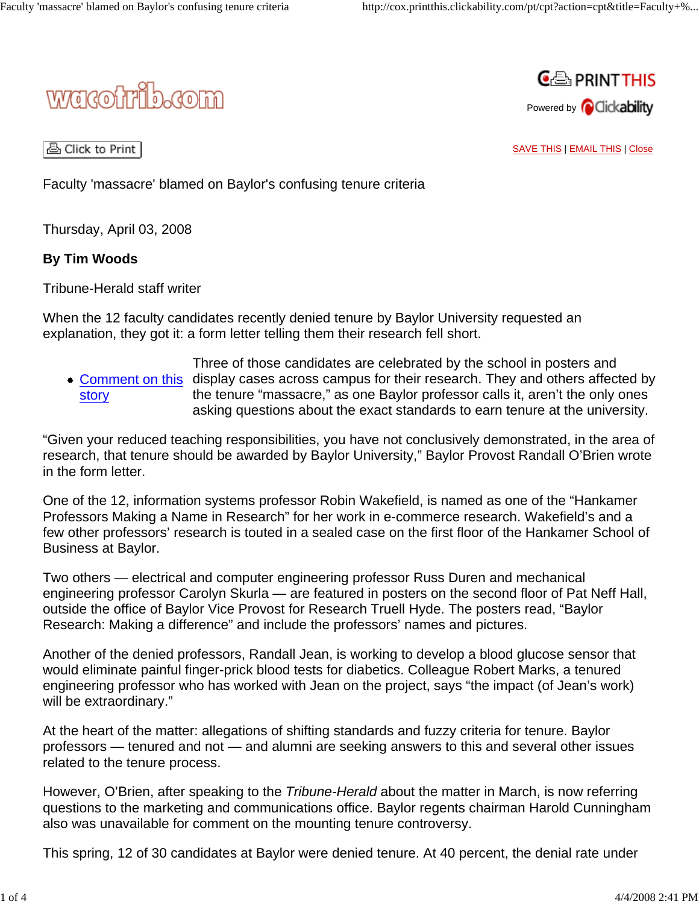# Faculty 'massacre' blamed on Baylor's confusing tenure criteria

Thursday, April 03, 2008

**By Tim Woods**

Tribune-Herald staff writer

When the 12 faculty candidates recently denied tenure by Baylor University requested an explanation, they got it: a form letter telling them their research fell short.

- Comment on this story

Three of those candidates are celebrated by the school in posters and display cases across campus for their research. They and others affected by the tenure "massacre," as one Baylor professor calls it, aren't the only ones asking questions about the exact standards to earn tenure at the university.

"Given your reduced teaching responsibilities, you have not conclusively demonstrated, in the area of research, that tenure should be awarded by Baylor University," Baylor Provost Randall O'Brien wrote in the form letter.

One of the 12, information systems professor Robin Wakefield, is named as one of the "Hankamer Professors Making a Name in Research" for her work in e-commerce research. Wakefield's and a few other professors' research is touted in a sealed case on the first floor of the Hankamer School of Business at Baylor.

Two others — electrical and computer engineering professor Russ Duren and mechanical engineering professor Carolyn Skurla — are featured in posters on the second floor of Pat Neff Hall, outside the office of Baylor Vice Provost for Research Truell Hyde. The posters read, "Baylor Research: Making a difference" and include the professors' names and pictures.

Another of the denied professors, Randall Jean, is working to develop a blood glucose sensor that would eliminate painful finger-prick blood tests for diabetics. Colleague Robert Marks, a tenured engineering professor who has worked with Jean on the project, says "the impact (of Jean's work) will be extraordinary."

At the heart of the matter: allegations of shifting standards and fuzzy criteria for tenure. Baylor professors — tenured and not — and alumni are seeking answers to this and several other issues related to the tenure process.

However, O'Brien, after speaking to the *Tribune-Herald* about the matter in March, is now referring questions to the marketing and communications office. Baylor regents chairman Harold Cunningham also was unavailable for comment on the mounting tenure controversy.

This spring, 12 of 30 candidates at Baylor were denied tenure. At 40 percent, the denial rate under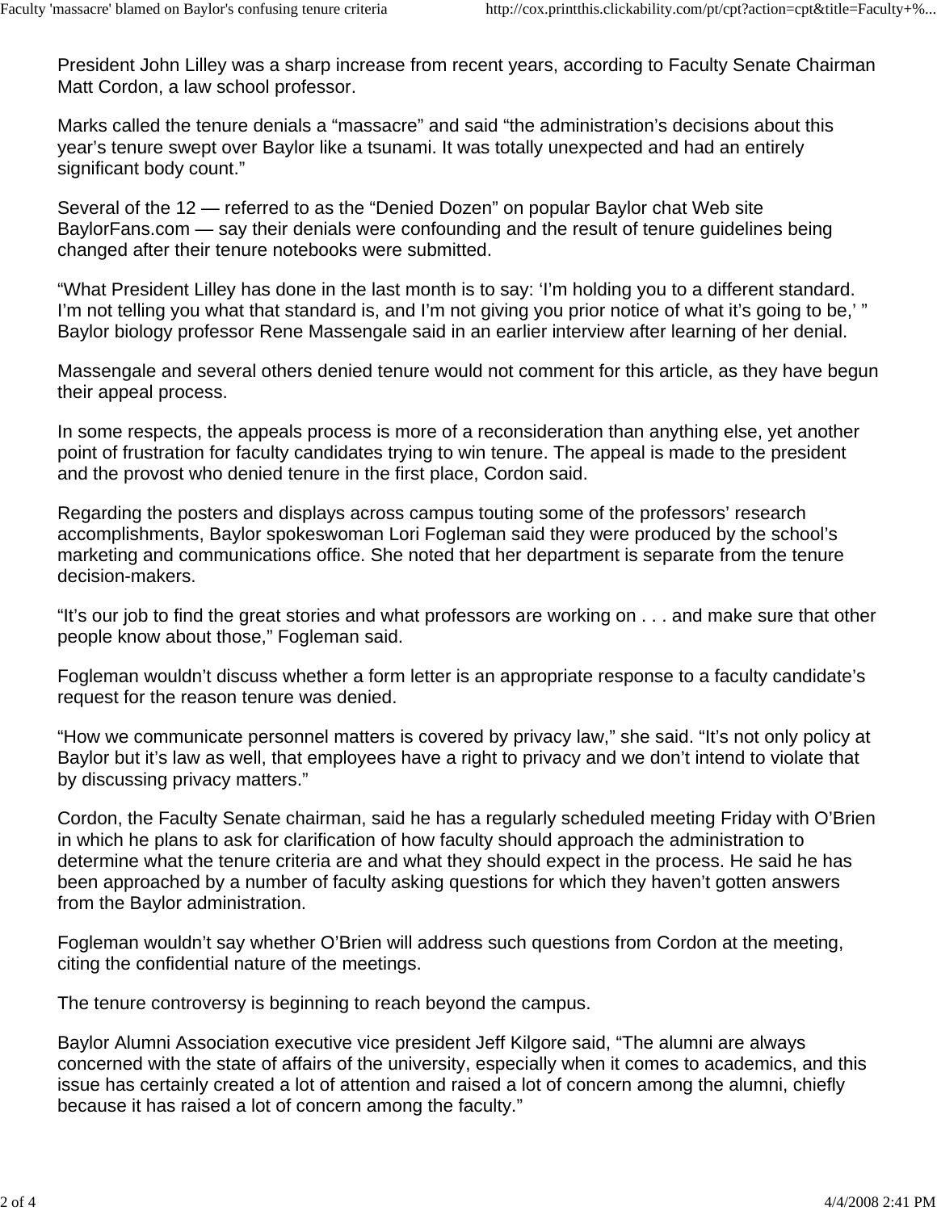President John Lilley was a sharp increase from recent years, according to Faculty Senate Chairman Matt Cordon, a law school professor.

Marks called the tenure denials a “massacre” and said “the administration’s decisions about this year’s tenure swept over Baylor like a tsunami. It was totally unexpected and had an entirely significant body count.”

Several of the 12 — referred to as the “Denied Dozen” on popular Baylor chat Web site BaylorFans.com — say their denials were confounding and the result of tenure guidelines being changed after their tenure notebooks were submitted.

“What President Lilley has done in the last month is to say: ‘I’m holding you to a different standard. I’m not telling you what that standard is, and I’m not giving you prior notice of what it’s going to be,’ ” Baylor biology professor Rene Massengale said in an earlier interview after learning of her denial.

Massengale and several others denied tenure would not comment for this article, as they have begun their appeal process.

In some respects, the appeals process is more of a reconsideration than anything else, yet another point of frustration for faculty candidates trying to win tenure. The appeal is made to the president and the provost who denied tenure in the first place, Cordon said.

Regarding the posters and displays across campus touting some of the professors’ research accomplishments, Baylor spokeswoman Lori Fogleman said they were produced by the school’s marketing and communications office. She noted that her department is separate from the tenure decision-makers.

“It’s our job to find the great stories and what professors are working on . . . and make sure that other people know about those,” Fogleman said.

Fogleman wouldn’t discuss whether a form letter is an appropriate response to a faculty candidate’s request for the reason tenure was denied.

“How we communicate personnel matters is covered by privacy law,” she said. “It’s not only policy at Baylor but it’s law as well, that employees have a right to privacy and we don’t intend to violate that by discussing privacy matters.”

Cordon, the Faculty Senate chairman, said he has a regularly scheduled meeting Friday with O’Brien in which he plans to ask for clarification of how faculty should approach the administration to determine what the tenure criteria are and what they should expect in the process. He said he has been approached by a number of faculty asking questions for which they haven’t gotten answers from the Baylor administration.

Fogleman wouldn’t say whether O’Brien will address such questions from Cordon at the meeting, citing the confidential nature of the meetings.

The tenure controversy is beginning to reach beyond the campus.

Baylor Alumni Association executive vice president Jeff Kilgore said, “The alumni are always concerned with the state of affairs of the university, especially when it comes to academics, and this issue has certainly created a lot of attention and raised a lot of concern among the alumni, chiefly because it has raised a lot of concern among the faculty.”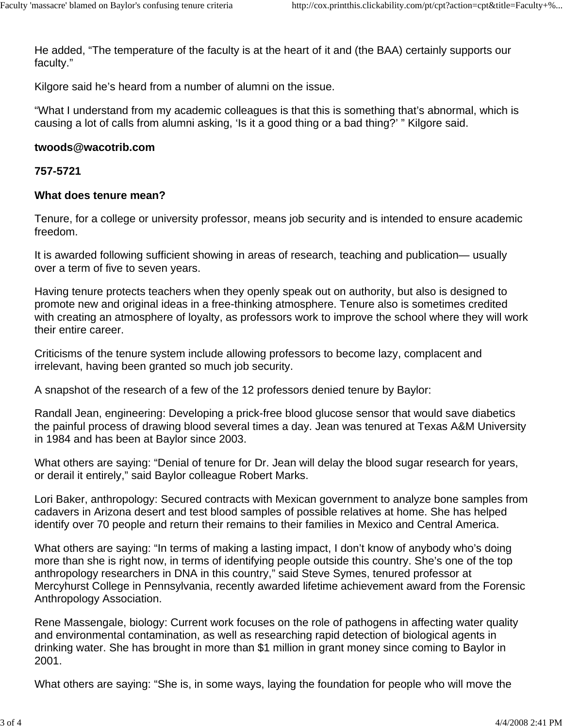He added, “The temperature of the faculty is at the heart of it and (the BAA) certainly supports our faculty.”

Kilgore said he’s heard from a number of alumni on the issue.

“What I understand from my academic colleagues is that this is something that’s abnormal, which is causing a lot of calls from alumni asking, ‘Is it a good thing or a bad thing?’ ” Kilgore said.

**twoods@wacotrib.com**

**757-5721**

**What does tenure mean?**

Tenure, for a college or university professor, means job security and is intended to ensure academic freedom.

It is awarded following sufficient showing in areas of research, teaching and publication— usually over a term of five to seven years.

Having tenure protects teachers when they openly speak out on authority, but also is designed to promote new and original ideas in a free-thinking atmosphere. Tenure also is sometimes credited with creating an atmosphere of loyalty, as professors work to improve the school where they will work their entire career.

Criticisms of the tenure system include allowing professors to become lazy, complacent and irrelevant, having been granted so much job security.

A snapshot of the research of a few of the 12 professors denied tenure by Baylor:

Randall Jean, engineering: Developing a prick-free blood glucose sensor that would save diabetics the painful process of drawing blood several times a day. Jean was tenured at Texas A&M University in 1984 and has been at Baylor since 2003.

What others are saying: “Denial of tenure for Dr. Jean will delay the blood sugar research for years, or derail it entirely,” said Baylor colleague Robert Marks.

Lori Baker, anthropology: Secured contracts with Mexican government to analyze bone samples from cadavers in Arizona desert and test blood samples of possible relatives at home. She has helped identify over 70 people and return their remains to their families in Mexico and Central America.

What others are saying: “In terms of making a lasting impact, I don’t know of anybody who’s doing more than she is right now, in terms of identifying people outside this country. She’s one of the top anthropology researchers in DNA in this country,” said Steve Symes, tenured professor at Mercyhurst College in Pennsylvania, recently awarded lifetime achievement award from the Forensic Anthropology Association.

Rene Massengale, biology: Current work focuses on the role of pathogens in affecting water quality and environmental contamination, as well as researching rapid detection of biological agents in drinking water. She has brought in more than $1 million in grant money since coming to Baylor in 2001.

What others are saying: “She is, in some ways, laying the foundation for people who will move the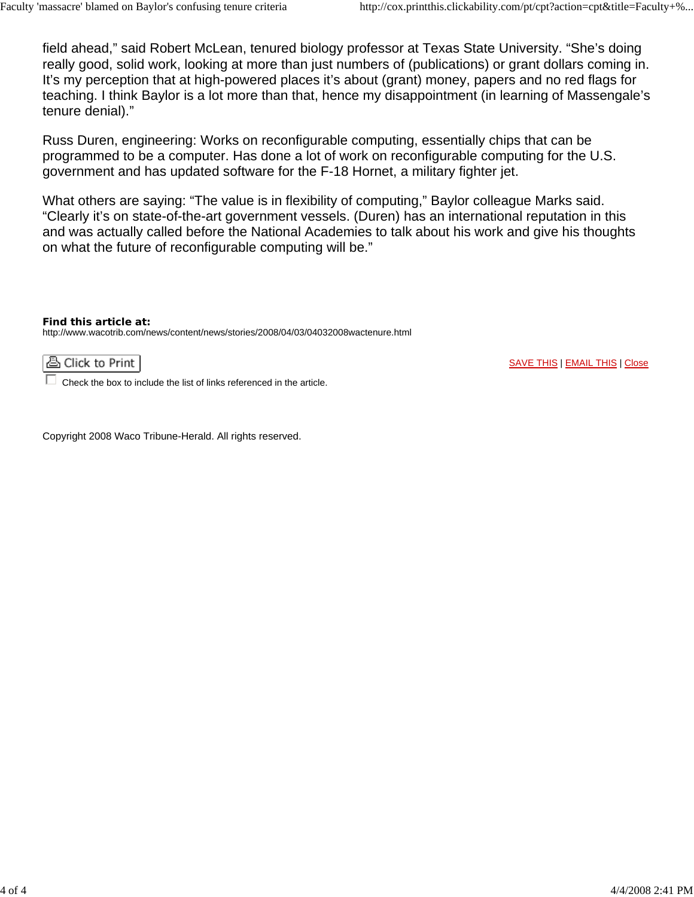field ahead," said Robert McLean, tenured biology professor at Texas State University. "She's doing really good, solid work, looking at more than just numbers of (publications) or grant dollars coming in. It's my perception that at high-powered places it's about (grant) money, papers and no red flags for teaching. I think Baylor is a lot more than that, hence my disappointment (in learning of Massengale's tenure denial)."

Russ Duren, engineering: Works on reconfigurable computing, essentially chips that can be programmed to be a computer. Has done a lot of work on reconfigurable computing for the U.S. government and has updated software for the F-18 Hornet, a military fighter jet.

What others are saying: "The value is in flexibility of computing," Baylor colleague Marks said. "Clearly it's on state-of-the-art government vessels. (Duren) has an international reputation in this and was actually called before the National Academies to talk about his work and give his thoughts on what the future of reconfigurable computing will be."

**Find this article at:**
http://www.wacotrib.com/news/content/news/stories/2008/04/03/04032008wactenure.html

Click to Print

SAVE THIS | EMAIL THIS | Close

Check the box to include the list of links referenced in the article.

Copyright 2008 Waco Tribune-Herald. All rights reserved.